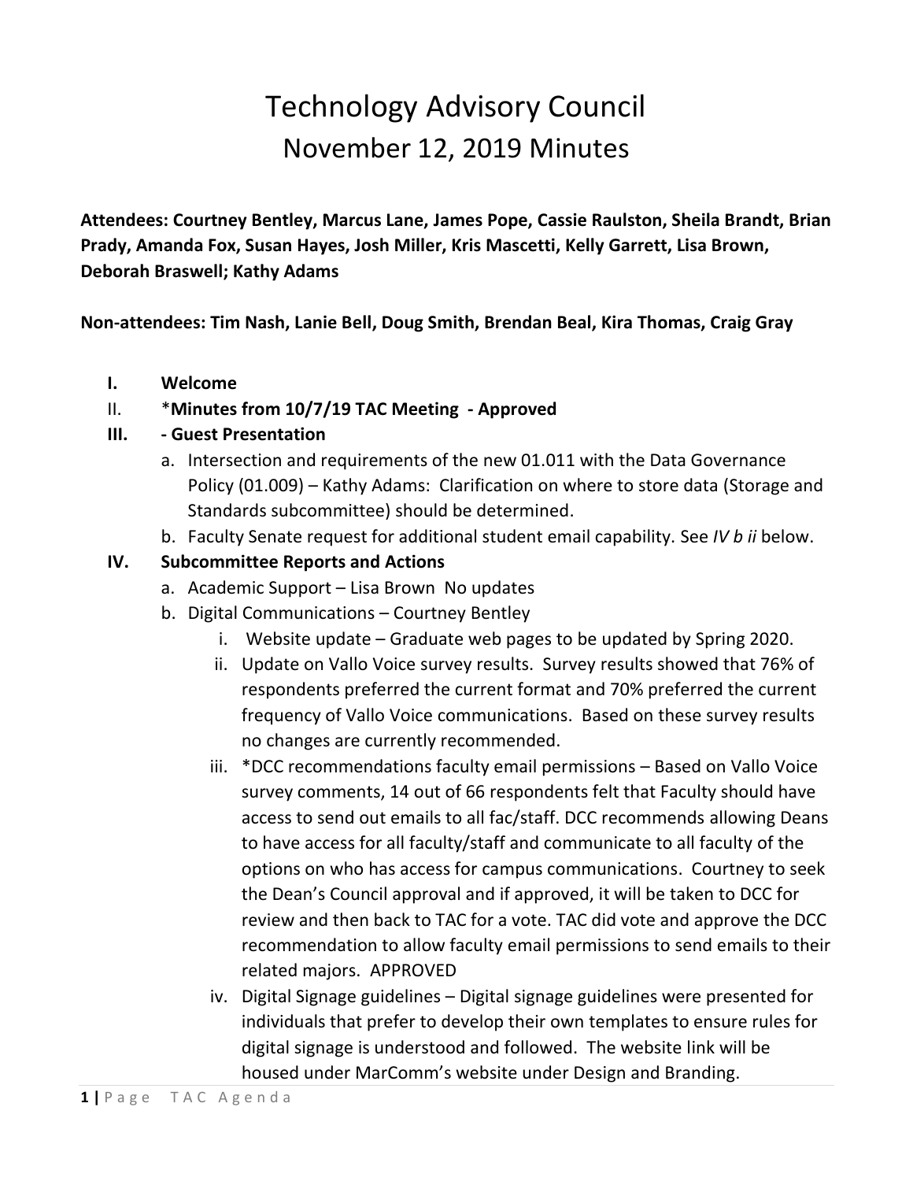# Technology Advisory Council
## November 12, 2019 Minutes

**Attendees: Courtney Bentley, Marcus Lane, James Pope, Cassie Raulston, Sheila Brandt, Brian Prady, Amanda Fox, Susan Hayes, Josh Miller, Kris Mascetti, Kelly Garrett, Lisa Brown, Deborah Braswell; Kathy Adams**

**Non-attendees: Tim Nash, Lanie Bell, Doug Smith, Brendan Beal, Kira Thomas, Craig Gray**

- **I. Welcome**
- II. ***Minutes from 10/7/19 TAC Meeting - Approved**
- **III. - Guest Presentation**
  - a. Intersection and requirements of the new 01.011 with the Data Governance Policy (01.009) – Kathy Adams: Clarification on where to store data (Storage and Standards subcommittee) should be determined.
  - b. Faculty Senate request for additional student email capability. See *IV b ii* below.
- **IV. Subcommittee Reports and Actions**
  - a. Academic Support – Lisa Brown No updates
  - b. Digital Communications – Courtney Bentley
    - i. Website update – Graduate web pages to be updated by Spring 2020.
    - ii. Update on Vallo Voice survey results. Survey results showed that 76% of respondents preferred the current format and 70% preferred the current frequency of Vallo Voice communications. Based on these survey results no changes are currently recommended.
    - iii. *DCC recommendations faculty email permissions – Based on Vallo Voice survey comments, 14 out of 66 respondents felt that Faculty should have access to send out emails to all fac/staff. DCC recommends allowing Deans to have access for all faculty/staff and communicate to all faculty of the options on who has access for campus communications. Courtney to seek the Dean's Council approval and if approved, it will be taken to DCC for review and then back to TAC for a vote. TAC did vote and approve the DCC recommendation to allow faculty email permissions to send emails to their related majors. APPROVED
    - iv. Digital Signage guidelines – Digital signage guidelines were presented for individuals that prefer to develop their own templates to ensure rules for digital signage is understood and followed. The website link will be housed under MarComm's website under Design and Branding.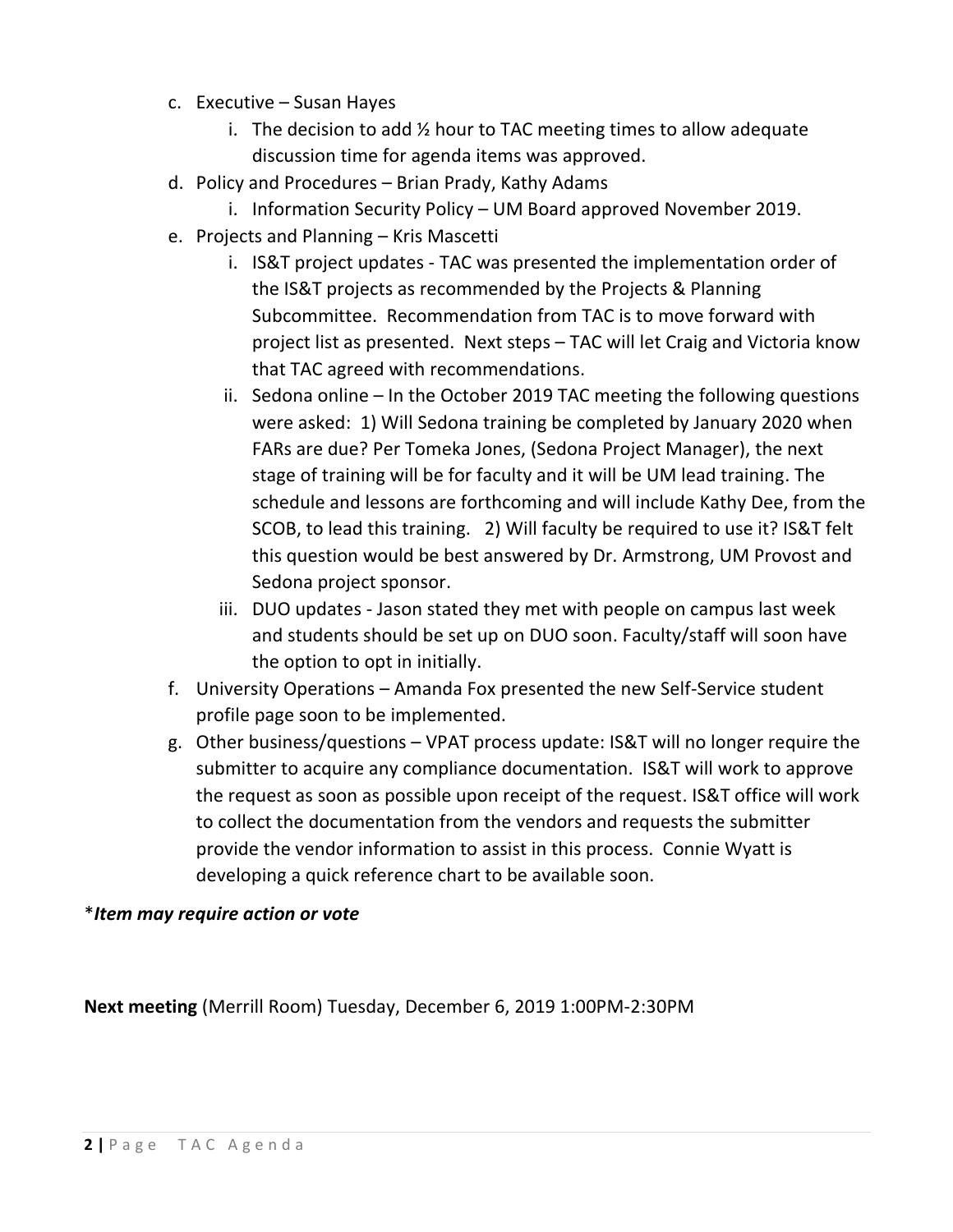c. Executive – Susan Hayes
   i. The decision to add ½ hour to TAC meeting times to allow adequate discussion time for agenda items was approved.

d. Policy and Procedures – Brian Prady, Kathy Adams
   i. Information Security Policy – UM Board approved November 2019.

e. Projects and Planning – Kris Mascetti
   i. IS&T project updates - TAC was presented the implementation order of the IS&T projects as recommended by the Projects & Planning Subcommittee. Recommendation from TAC is to move forward with project list as presented. Next steps – TAC will let Craig and Victoria know that TAC agreed with recommendations.
   ii. Sedona online – In the October 2019 TAC meeting the following questions were asked: 1) Will Sedona training be completed by January 2020 when FARs are due? Per Tomeka Jones, (Sedona Project Manager), the next stage of training will be for faculty and it will be UM lead training. The schedule and lessons are forthcoming and will include Kathy Dee, from the SCOB, to lead this training. 2) Will faculty be required to use it? IS&T felt this question would be best answered by Dr. Armstrong, UM Provost and Sedona project sponsor.
   iii. DUO updates - Jason stated they met with people on campus last week and students should be set up on DUO soon. Faculty/staff will soon have the option to opt in initially.

f. University Operations – Amanda Fox presented the new Self-Service student profile page soon to be implemented.

g. Other business/questions – VPAT process update: IS&T will no longer require the submitter to acquire any compliance documentation. IS&T will work to approve the request as soon as possible upon receipt of the request. IS&T office will work to collect the documentation from the vendors and requests the submitter provide the vendor information to assist in this process. Connie Wyatt is developing a quick reference chart to be available soon.

\****Item may require action or vote***

**Next meeting** (Merrill Room) Tuesday, December 6, 2019 1:00PM-2:30PM